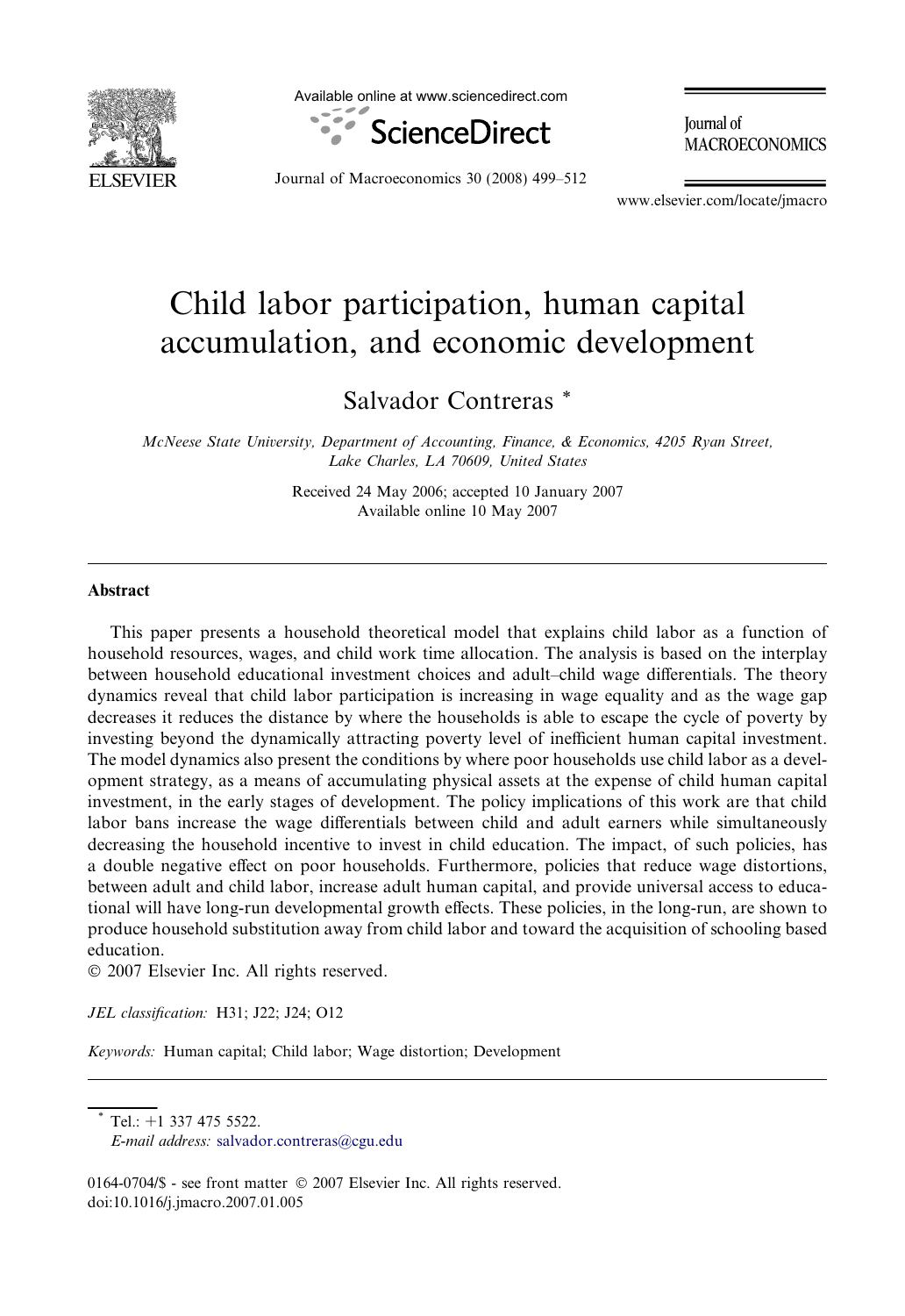# Child labor participation, human capital accumulation, and economic development

Salvador Contreras *

*McNeese State University, Department of Accounting, Finance, & Economics, 4205 Ryan Street, Lake Charles, LA 70609, United States*

Received 24 May 2006; accepted 10 January 2007
Available online 10 May 2007

## Abstract

This paper presents a household theoretical model that explains child labor as a function of household resources, wages, and child work time allocation. The analysis is based on the interplay between household educational investment choices and adult–child wage differentials. The theory dynamics reveal that child labor participation is increasing in wage equality and as the wage gap decreases it reduces the distance by where the households is able to escape the cycle of poverty by investing beyond the dynamically attracting poverty level of inefficient human capital investment. The model dynamics also present the conditions by where poor households use child labor as a development strategy, as a means of accumulating physical assets at the expense of child human capital investment, in the early stages of development. The policy implications of this work are that child labor bans increase the wage differentials between child and adult earners while simultaneously decreasing the household incentive to invest in child education. The impact, of such policies, has a double negative effect on poor households. Furthermore, policies that reduce wage distortions, between adult and child labor, increase adult human capital, and provide universal access to educational will have long-run developmental growth effects. These policies, in the long-run, are shown to produce household substitution away from child labor and toward the acquisition of schooling based education.

© 2007 Elsevier Inc. All rights reserved.

*JEL classification:* H31; J22; J24; O12

*Keywords:* Human capital; Child labor; Wage distortion; Development

---

* Tel.: +1 337 475 5522.
*E-mail address:* salvador.contreras@cgu.edu

0164-0704/$ - see front matter © 2007 Elsevier Inc. All rights reserved.
doi:10.1016/j.jmacro.2007.01.005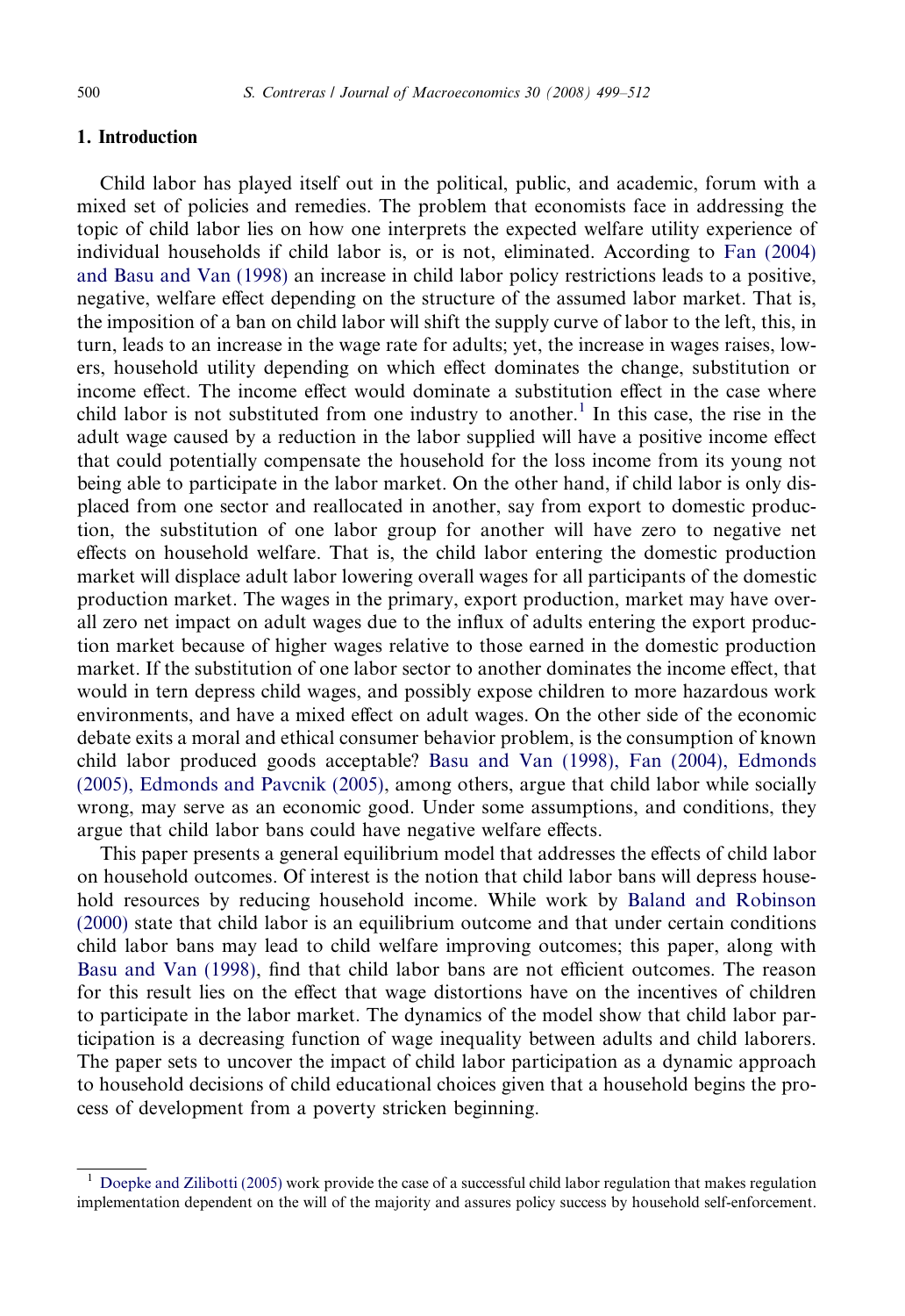## 1. Introduction

Child labor has played itself out in the political, public, and academic, forum with a mixed set of policies and remedies. The problem that economists face in addressing the topic of child labor lies on how one interprets the expected welfare utility experience of individual households if child labor is, or is not, eliminated. According to Fan (2004) and Basu and Van (1998) an increase in child labor policy restrictions leads to a positive, negative, welfare effect depending on the structure of the assumed labor market. That is, the imposition of a ban on child labor will shift the supply curve of labor to the left, this, in turn, leads to an increase in the wage rate for adults; yet, the increase in wages raises, lowers, household utility depending on which effect dominates the change, substitution or income effect. The income effect would dominate a substitution effect in the case where child labor is not substituted from one industry to another.[1] In this case, the rise in the adult wage caused by a reduction in the labor supplied will have a positive income effect that could potentially compensate the household for the loss income from its young not being able to participate in the labor market. On the other hand, if child labor is only displaced from one sector and reallocated in another, say from export to domestic production, the substitution of one labor group for another will have zero to negative net effects on household welfare. That is, the child labor entering the domestic production market will displace adult labor lowering overall wages for all participants of the domestic production market. The wages in the primary, export production, market may have overall zero net impact on adult wages due to the influx of adults entering the export production market because of higher wages relative to those earned in the domestic production market. If the substitution of one labor sector to another dominates the income effect, that would in tern depress child wages, and possibly expose children to more hazardous work environments, and have a mixed effect on adult wages. On the other side of the economic debate exits a moral and ethical consumer behavior problem, is the consumption of known child labor produced goods acceptable? Basu and Van (1998), Fan (2004), Edmonds (2005), Edmonds and Pavcnik (2005), among others, argue that child labor while socially wrong, may serve as an economic good. Under some assumptions, and conditions, they argue that child labor bans could have negative welfare effects.

This paper presents a general equilibrium model that addresses the effects of child labor on household outcomes. Of interest is the notion that child labor bans will depress household resources by reducing household income. While work by Baland and Robinson (2000) state that child labor is an equilibrium outcome and that under certain conditions child labor bans may lead to child welfare improving outcomes; this paper, along with Basu and Van (1998), find that child labor bans are not efficient outcomes. The reason for this result lies on the effect that wage distortions have on the incentives of children to participate in the labor market. The dynamics of the model show that child labor participation is a decreasing function of wage inequality between adults and child laborers. The paper sets to uncover the impact of child labor participation as a dynamic approach to household decisions of child educational choices given that a household begins the process of development from a poverty stricken beginning.

[1] Doepke and Zilibotti (2005) work provide the case of a successful child labor regulation that makes regulation implementation dependent on the will of the majority and assures policy success by household self-enforcement.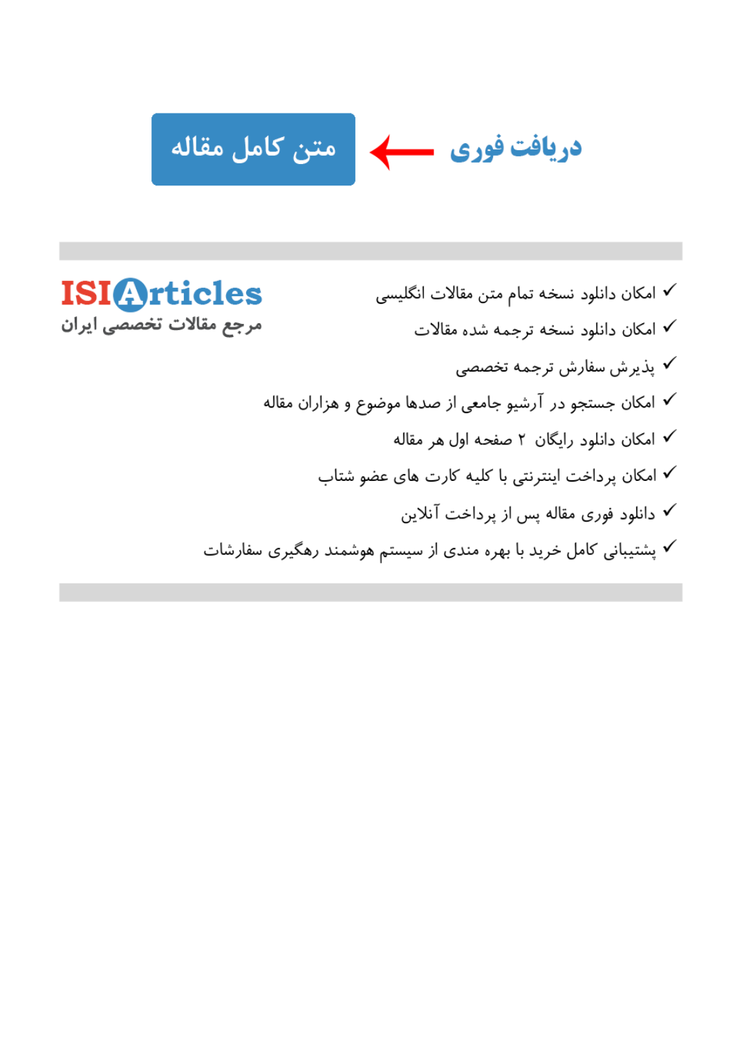متن کامل مقاله ← دریافت فوری

ISIArticles
مرجع مقالات تخصصی ایران

- ✓ امکان دانلود نسخه تمام متن مقالات انگلیسی
- ✓ امکان دانلود نسخه ترجمه شده مقالات
- ✓ پذیرش سفارش ترجمه تخصصی
- ✓ امکان جستجو در آرشیو جامعی از صدها موضوع و هزاران مقاله
- ✓ امکان دانلود رایگان ۲ صفحه اول هر مقاله
- ✓ امکان پرداخت اینترنتی با کلیه کارت های عضو شتاب
- ✓ دانلود فوری مقاله پس از پرداخت آنلاین
- ✓ پشتیبانی کامل خرید با بهره مندی از سیستم هوشمند رهگیری سفارشات